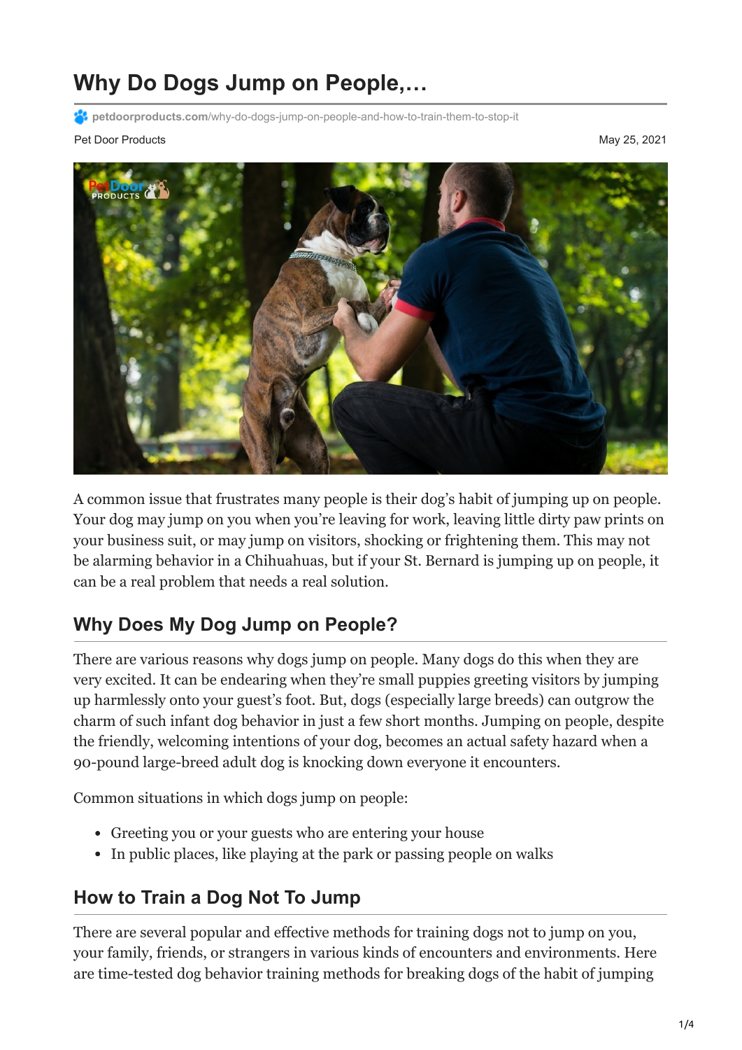# Why Do Dogs Jump on People,…

petdoorproducts.com/why-do-dogs-jump-on-people-and-how-to-train-them-to-stop-it

Pet Door Products

May 25, 2021

A common issue that frustrates many people is their dog's habit of jumping up on people. Your dog may jump on you when you're leaving for work, leaving little dirty paw prints on your business suit, or may jump on visitors, shocking or frightening them. This may not be alarming behavior in a Chihuahuas, but if your St. Bernard is jumping up on people, it can be a real problem that needs a real solution.

## Why Does My Dog Jump on People?

There are various reasons why dogs jump on people. Many dogs do this when they are very excited. It can be endearing when they're small puppies greeting visitors by jumping up harmlessly onto your guest's foot. But, dogs (especially large breeds) can outgrow the charm of such infant dog behavior in just a few short months. Jumping on people, despite the friendly, welcoming intentions of your dog, becomes an actual safety hazard when a 90-pound large-breed adult dog is knocking down everyone it encounters.

Common situations in which dogs jump on people:

- Greeting you or your guests who are entering your house
- In public places, like playing at the park or passing people on walks

## How to Train a Dog Not To Jump

There are several popular and effective methods for training dogs not to jump on you, your family, friends, or strangers in various kinds of encounters and environments. Here are time-tested dog behavior training methods for breaking dogs of the habit of jumping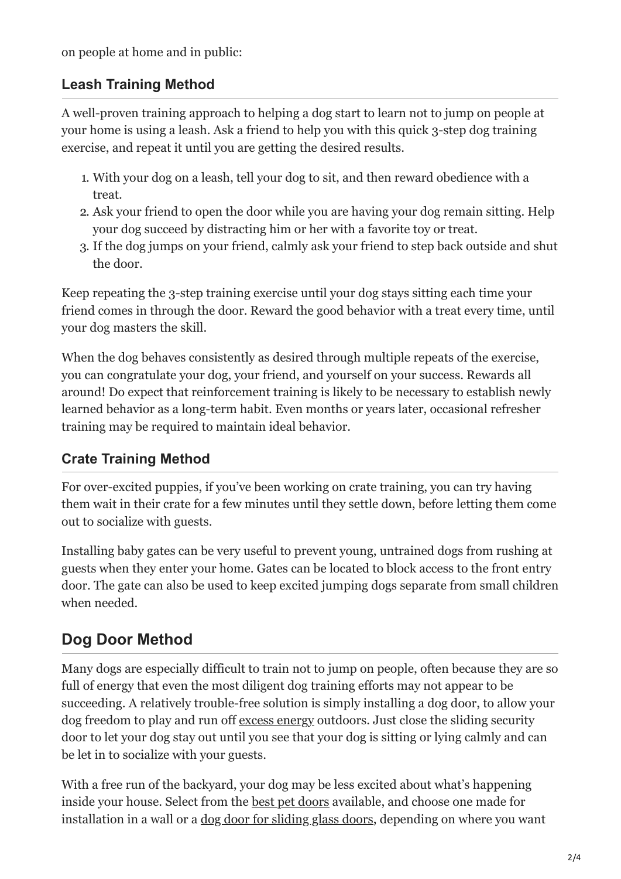on people at home and in public:

### Leash Training Method

A well-proven training approach to helping a dog start to learn not to jump on people at your home is using a leash. Ask a friend to help you with this quick 3-step dog training exercise, and repeat it until you are getting the desired results.

1. With your dog on a leash, tell your dog to sit, and then reward obedience with a treat.
2. Ask your friend to open the door while you are having your dog remain sitting. Help your dog succeed by distracting him or her with a favorite toy or treat.
3. If the dog jumps on your friend, calmly ask your friend to step back outside and shut the door.

Keep repeating the 3-step training exercise until your dog stays sitting each time your friend comes in through the door. Reward the good behavior with a treat every time, until your dog masters the skill.

When the dog behaves consistently as desired through multiple repeats of the exercise, you can congratulate your dog, your friend, and yourself on your success. Rewards all around! Do expect that reinforcement training is likely to be necessary to establish newly learned behavior as a long-term habit. Even months or years later, occasional refresher training may be required to maintain ideal behavior.

### Crate Training Method

For over-excited puppies, if you've been working on crate training, you can try having them wait in their crate for a few minutes until they settle down, before letting them come out to socialize with guests.

Installing baby gates can be very useful to prevent young, untrained dogs from rushing at guests when they enter your home. Gates can be located to block access to the front entry door. The gate can also be used to keep excited jumping dogs separate from small children when needed.

## Dog Door Method

Many dogs are especially difficult to train not to jump on people, often because they are so full of energy that even the most diligent dog training efforts may not appear to be succeeding. A relatively trouble-free solution is simply installing a dog door, to allow your dog freedom to play and run off excess energy outdoors. Just close the sliding security door to let your dog stay out until you see that your dog is sitting or lying calmly and can be let in to socialize with your guests.

With a free run of the backyard, your dog may be less excited about what's happening inside your house. Select from the best pet doors available, and choose one made for installation in a wall or a dog door for sliding glass doors, depending on where you want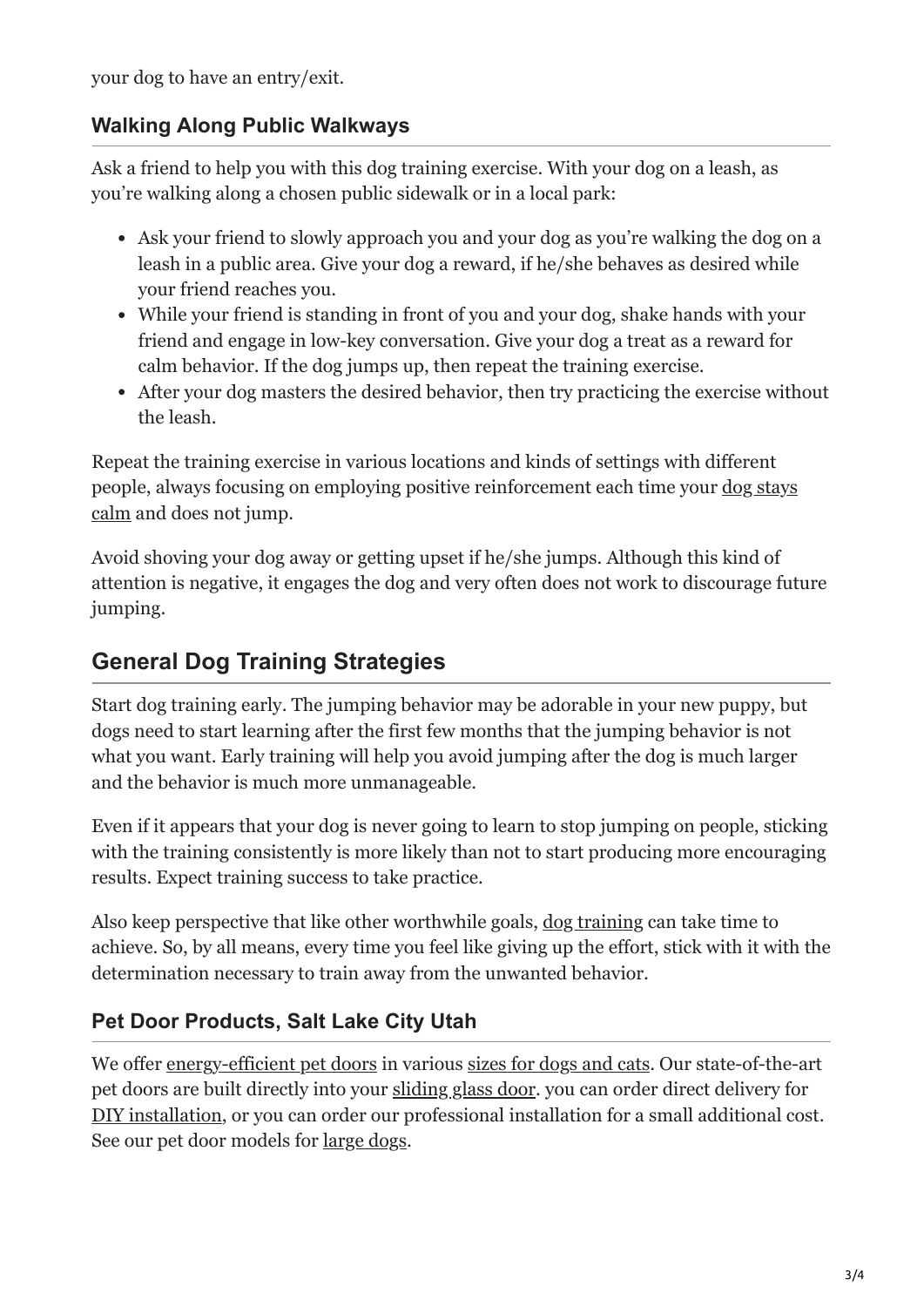your dog to have an entry/exit.

### Walking Along Public Walkways

Ask a friend to help you with this dog training exercise. With your dog on a leash, as you're walking along a chosen public sidewalk or in a local park:

- Ask your friend to slowly approach you and your dog as you're walking the dog on a leash in a public area. Give your dog a reward, if he/she behaves as desired while your friend reaches you.
- While your friend is standing in front of you and your dog, shake hands with your friend and engage in low-key conversation. Give your dog a treat as a reward for calm behavior. If the dog jumps up, then repeat the training exercise.
- After your dog masters the desired behavior, then try practicing the exercise without the leash.

Repeat the training exercise in various locations and kinds of settings with different people, always focusing on employing positive reinforcement each time your dog stays calm and does not jump.

Avoid shoving your dog away or getting upset if he/she jumps. Although this kind of attention is negative, it engages the dog and very often does not work to discourage future jumping.

## General Dog Training Strategies

Start dog training early. The jumping behavior may be adorable in your new puppy, but dogs need to start learning after the first few months that the jumping behavior is not what you want. Early training will help you avoid jumping after the dog is much larger and the behavior is much more unmanageable.

Even if it appears that your dog is never going to learn to stop jumping on people, sticking with the training consistently is more likely than not to start producing more encouraging results. Expect training success to take practice.

Also keep perspective that like other worthwhile goals, dog training can take time to achieve. So, by all means, every time you feel like giving up the effort, stick with it with the determination necessary to train away from the unwanted behavior.

### Pet Door Products, Salt Lake City Utah

We offer energy-efficient pet doors in various sizes for dogs and cats. Our state-of-the-art pet doors are built directly into your sliding glass door. you can order direct delivery for DIY installation, or you can order our professional installation for a small additional cost. See our pet door models for large dogs.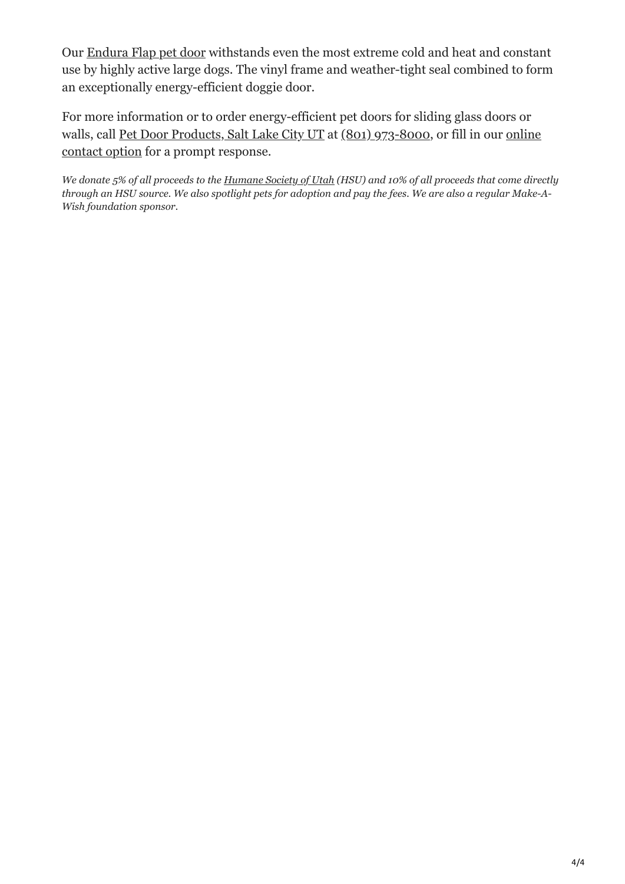Our Endura Flap pet door withstands even the most extreme cold and heat and constant use by highly active large dogs. The vinyl frame and weather-tight seal combined to form an exceptionally energy-efficient doggie door.

For more information or to order energy-efficient pet doors for sliding glass doors or walls, call Pet Door Products, Salt Lake City UT at (801) 973-8000, or fill in our online contact option for a prompt response.

*We donate 5% of all proceeds to the Humane Society of Utah (HSU) and 10% of all proceeds that come directly through an HSU source. We also spotlight pets for adoption and pay the fees. We are also a regular Make-A-Wish foundation sponsor.*